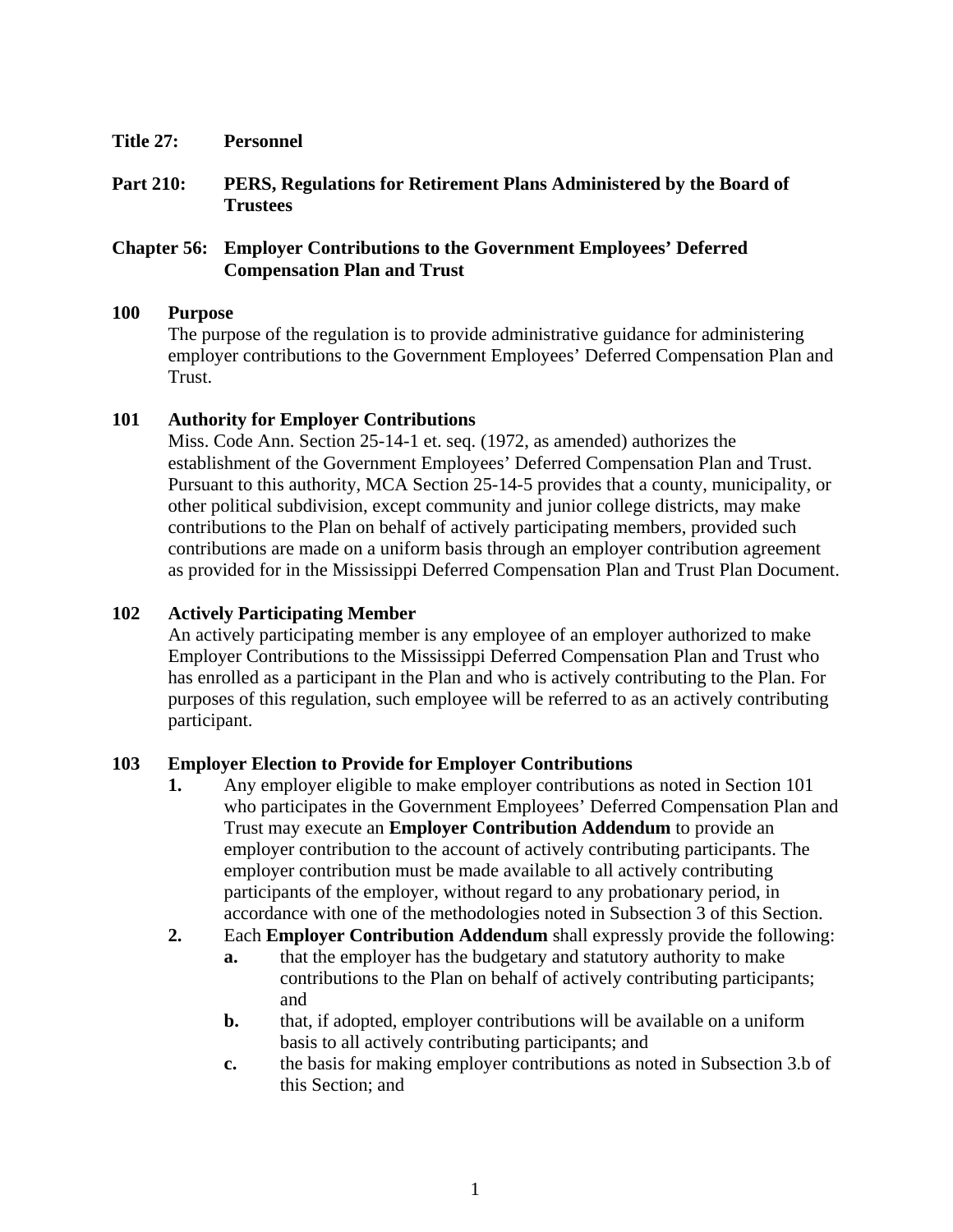**Title 27: Personnel**

**Part 210: PERS, Regulations for Retirement Plans Administered by the Board of Trustees**

**Chapter 56: Employer Contributions to the Government Employees' Deferred Compensation Plan and Trust**

**100 Purpose**

The purpose of the regulation is to provide administrative guidance for administering employer contributions to the Government Employees' Deferred Compensation Plan and Trust.

**101 Authority for Employer Contributions**

Miss. Code Ann. Section 25-14-1 et. seq. (1972, as amended) authorizes the establishment of the Government Employees' Deferred Compensation Plan and Trust. Pursuant to this authority, MCA Section 25-14-5 provides that a county, municipality, or other political subdivision, except community and junior college districts, may make contributions to the Plan on behalf of actively participating members, provided such contributions are made on a uniform basis through an employer contribution agreement as provided for in the Mississippi Deferred Compensation Plan and Trust Plan Document.

**102 Actively Participating Member**

An actively participating member is any employee of an employer authorized to make Employer Contributions to the Mississippi Deferred Compensation Plan and Trust who has enrolled as a participant in the Plan and who is actively contributing to the Plan. For purposes of this regulation, such employee will be referred to as an actively contributing participant.

**103 Employer Election to Provide for Employer Contributions**

1. Any employer eligible to make employer contributions as noted in Section 101 who participates in the Government Employees' Deferred Compensation Plan and Trust may execute an **Employer Contribution Addendum** to provide an employer contribution to the account of actively contributing participants. The employer contribution must be made available to all actively contributing participants of the employer, without regard to any probationary period, in accordance with one of the methodologies noted in Subsection 3 of this Section.
2. Each **Employer Contribution Addendum** shall expressly provide the following:
   - **a.** that the employer has the budgetary and statutory authority to make contributions to the Plan on behalf of actively contributing participants; and
   - **b.** that, if adopted, employer contributions will be available on a uniform basis to all actively contributing participants; and
   - **c.** the basis for making employer contributions as noted in Subsection 3.b of this Section; and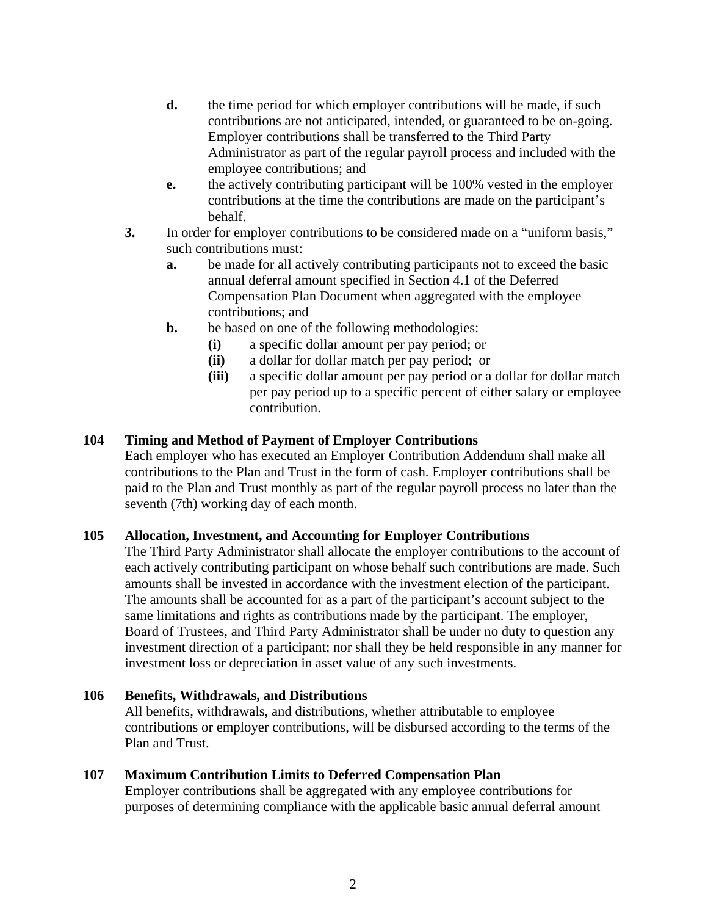- **d.** the time period for which employer contributions will be made, if such contributions are not anticipated, intended, or guaranteed to be on-going. Employer contributions shall be transferred to the Third Party Administrator as part of the regular payroll process and included with the employee contributions; and
- **e.** the actively contributing participant will be 100% vested in the employer contributions at the time the contributions are made on the participant's behalf.

**3.** In order for employer contributions to be considered made on a "uniform basis," such contributions must:

- **a.** be made for all actively contributing participants not to exceed the basic annual deferral amount specified in Section 4.1 of the Deferred Compensation Plan Document when aggregated with the employee contributions; and
- **b.** be based on one of the following methodologies:
  - **(i)** a specific dollar amount per pay period; or
  - **(ii)** a dollar for dollar match per pay period; or
  - **(iii)** a specific dollar amount per pay period or a dollar for dollar match per pay period up to a specific percent of either salary or employee contribution.

### 104 Timing and Method of Payment of Employer Contributions

Each employer who has executed an Employer Contribution Addendum shall make all contributions to the Plan and Trust in the form of cash. Employer contributions shall be paid to the Plan and Trust monthly as part of the regular payroll process no later than the seventh (7th) working day of each month.

### 105 Allocation, Investment, and Accounting for Employer Contributions

The Third Party Administrator shall allocate the employer contributions to the account of each actively contributing participant on whose behalf such contributions are made. Such amounts shall be invested in accordance with the investment election of the participant. The amounts shall be accounted for as a part of the participant's account subject to the same limitations and rights as contributions made by the participant. The employer, Board of Trustees, and Third Party Administrator shall be under no duty to question any investment direction of a participant; nor shall they be held responsible in any manner for investment loss or depreciation in asset value of any such investments.

### 106 Benefits, Withdrawals, and Distributions

All benefits, withdrawals, and distributions, whether attributable to employee contributions or employer contributions, will be disbursed according to the terms of the Plan and Trust.

### 107 Maximum Contribution Limits to Deferred Compensation Plan

Employer contributions shall be aggregated with any employee contributions for purposes of determining compliance with the applicable basic annual deferral amount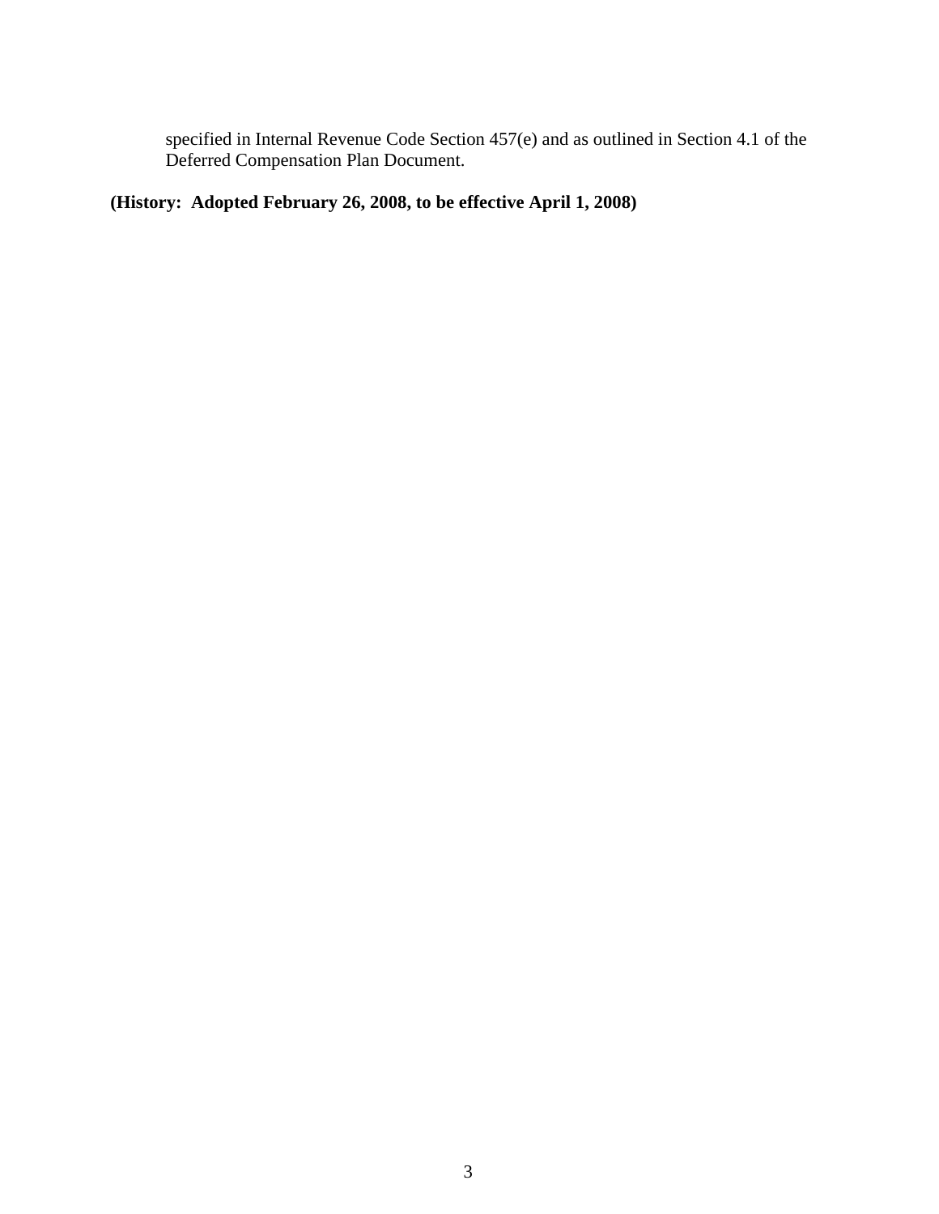specified in Internal Revenue Code Section 457(e) and as outlined in Section 4.1 of the Deferred Compensation Plan Document.

**(History: Adopted February 26, 2008, to be effective April 1, 2008)**